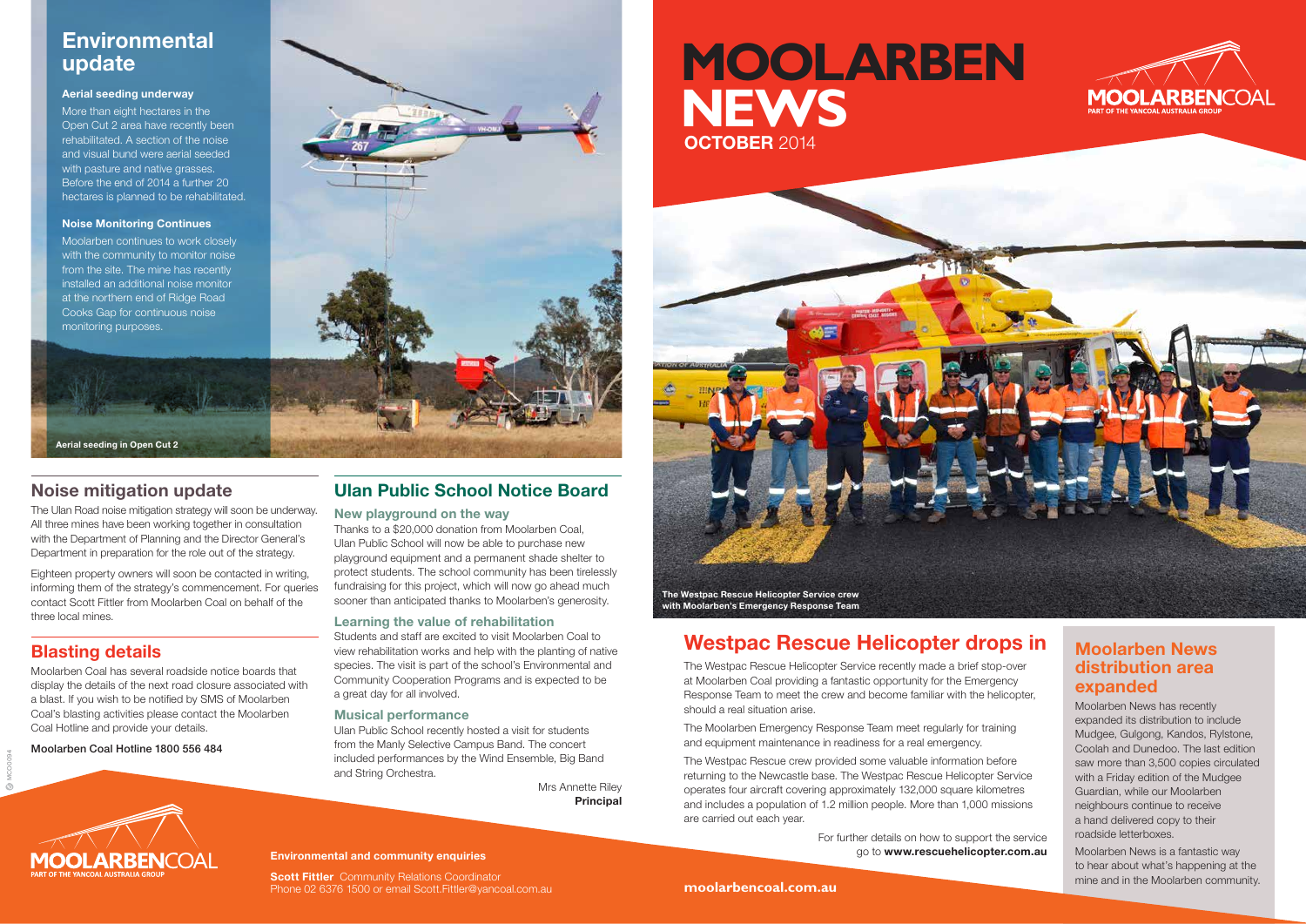# MOOLARBEN NEWS

**OCTOBER** 2014

MOOLARBENCOAL
PART OF THE YANCOAL AUSTRALIA GROUP

## Environmental update

### Aerial seeding underway

More than eight hectares in the Open Cut 2 area have recently been rehabilitated. A section of the noise and visual bund were aerial seeded with pasture and native grasses. Before the end of 2014 a further 20 hectares is planned to be rehabilitated.

### Noise Monitoring Continues

Moolarben continues to work closely with the community to monitor noise from the site. The mine has recently installed an additional noise monitor at the northern end of Ridge Road Cooks Gap for continuous noise monitoring purposes.

**Aerial seeding in Open Cut 2**

## Noise mitigation update

The Ulan Road noise mitigation strategy will soon be underway. All three mines have been working together in consultation with the Department of Planning and the Director General's Department in preparation for the role out of the strategy.

Eighteen property owners will soon be contacted in writing, informing them of the strategy's commencement. For queries contact Scott Fittler from Moolarben Coal on behalf of the three local mines.

## Blasting details

Moolarben Coal has several roadside notice boards that display the details of the next road closure associated with a blast. If you wish to be notified by SMS of Moolarben Coal's blasting activities please contact the Moolarben Coal Hotline and provide your details.

Moolarben Coal Hotline 1800 556 484

## Ulan Public School Notice Board

### New playground on the way

Thanks to a $20,000 donation from Moolarben Coal, Ulan Public School will now be able to purchase new playground equipment and a permanent shade shelter to protect students. The school community has been tirelessly fundraising for this project, which will now go ahead much sooner than anticipated thanks to Moolarben's generosity.

### Learning the value of rehabilitation

Students and staff are excited to visit Moolarben Coal to view rehabilitation works and help with the planting of native species. The visit is part of the school's Environmental and Community Cooperation Programs and is expected to be a great day for all involved.

### Musical performance

Ulan Public School recently hosted a visit for students from the Manly Selective Campus Band. The concert included performances by the Wind Ensemble, Big Band and String Orchestra.

Mrs Annette Riley
**Principal**

**The Westpac Rescue Helicopter Service crew with Moolarben's Emergency Response Team**

## Westpac Rescue Helicopter drops in

The Westpac Rescue Helicopter Service recently made a brief stop-over at Moolarben Coal providing a fantastic opportunity for the Emergency Response Team to meet the crew and become familiar with the helicopter, should a real situation arise.

The Moolarben Emergency Response Team meet regularly for training and equipment maintenance in readiness for a real emergency.

The Westpac Rescue crew provided some valuable information before returning to the Newcastle base. The Westpac Rescue Helicopter Service operates four aircraft covering approximately 132,000 square kilometres and includes a population of 1.2 million people. More than 1,000 missions are carried out each year.

For further details on how to support the service go to **www.rescuehelicopter.com.au**

## Moolarben News distribution area expanded

Moolarben News has recently expanded its distribution to include Mudgee, Gulgong, Kandos, Rylstone, Coolah and Dunedoo. The last edition saw more than 3,500 copies circulated with a Friday edition of the Mudgee Guardian, while our Moolarben neighbours continue to receive a hand delivered copy to their roadside letterboxes.

Moolarben News is a fantastic way to hear about what's happening at the mine and in the Moolarben community.

MOOLARBENCOAL
PART OF THE YANCOAL AUSTRALIA GROUP

**Environmental and community enquiries**

**Scott Fittler** Community Relations Coordinator
Phone 02 6376 1500 or email Scott.Fittler@yancoal.com.au

**moolarbencoal.com.au**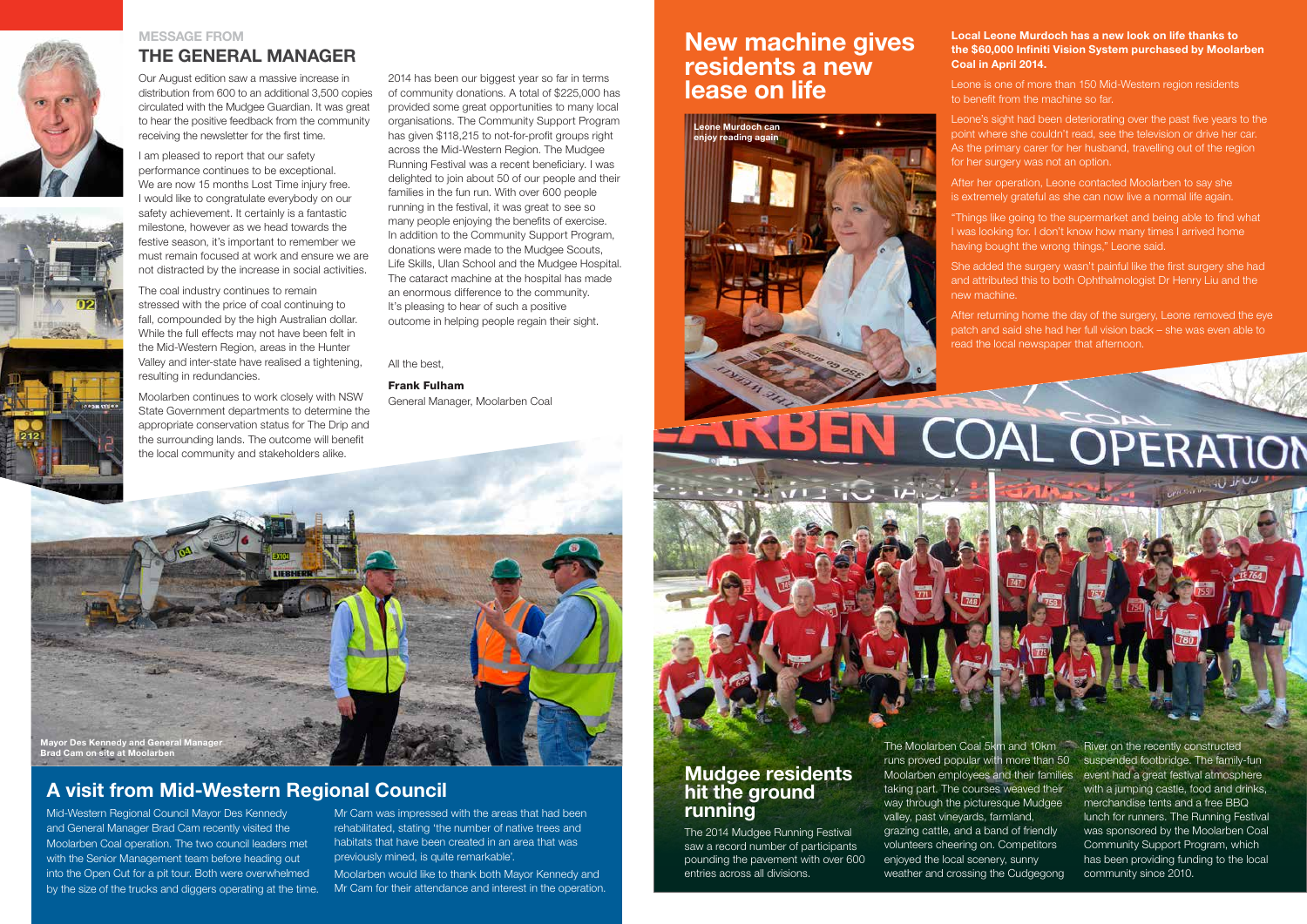## MESSAGE FROM
# THE GENERAL MANAGER

Our August edition saw a massive increase in distribution from 600 to an additional 3,500 copies circulated with the Mudgee Guardian. It was great to hear the positive feedback from the community receiving the newsletter for the first time.

I am pleased to report that our safety performance continues to be exceptional. We are now 15 months Lost Time injury free. I would like to congratulate everybody on our safety achievement. It certainly is a fantastic milestone, however as we head towards the festive season, it's important to remember we must remain focused at work and ensure we are not distracted by the increase in social activities.

The coal industry continues to remain stressed with the price of coal continuing to fall, compounded by the high Australian dollar. While the full effects may not have been felt in the Mid-Western Region, areas in the Hunter Valley and inter-state have realised a tightening, resulting in redundancies.

Moolarben continues to work closely with NSW State Government departments to determine the appropriate conservation status for The Drip and the surrounding lands. The outcome will benefit the local community and stakeholders alike.

2014 has been our biggest year so far in terms of community donations. A total of $225,000 has provided some great opportunities to many local organisations. The Community Support Program has given $118,215 to not-for-profit groups right across the Mid-Western Region. The Mudgee Running Festival was a recent beneficiary. I was delighted to join about 50 of our people and their families in the fun run. With over 600 people running in the festival, it was great to see so many people enjoying the benefits of exercise. In addition to the Community Support Program, donations were made to the Mudgee Scouts, Life Skills, Ulan School and the Mudgee Hospital. The cataract machine at the hospital has made an enormous difference to the community. It's pleasing to hear of such a positive outcome in helping people regain their sight.

All the best,

**Frank Fulham**
General Manager, Moolarben Coal

Mayor Des Kennedy and General Manager Brad Cam on site at Moolarben

## A visit from Mid-Western Regional Council

Mid-Western Regional Council Mayor Des Kennedy and General Manager Brad Cam recently visited the Moolarben Coal operation. The two council leaders met with the Senior Management team before heading out into the Open Cut for a pit tour. Both were overwhelmed by the size of the trucks and diggers operating at the time.

Mr Cam was impressed with the areas that had been rehabilitated, stating 'the number of native trees and habitats that have been created in an area that was previously mined, is quite remarkable'.

Moolarben would like to thank both Mayor Kennedy and Mr Cam for their attendance and interest in the operation.

# New machine gives residents a new lease on life

Leone Murdoch can enjoy reading again

**Local Leone Murdoch has a new look on life thanks to the $60,000 Infiniti Vision System purchased by Moolarben Coal in April 2014.**

Leone is one of more than 150 Mid-Western region residents to benefit from the machine so far.

Leone's sight had been deteriorating over the past five years to the point where she couldn't read, see the television or drive her car. As the primary carer for her husband, travelling out of the region for her surgery was not an option.

After her operation, Leone contacted Moolarben to say she is extremely grateful as she can now live a normal life again.

"Things like going to the supermarket and being able to find what I was looking for. I don't know how many times I arrived home having bought the wrong things," Leone said.

She added the surgery wasn't painful like the first surgery she had and attributed this to both Ophthalmologist Dr Henry Liu and the new machine.

After returning home the day of the surgery, Leone removed the eye patch and said she had her full vision back – she was even able to read the local newspaper that afternoon.

## Mudgee residents hit the ground running

The 2014 Mudgee Running Festival saw a record number of participants pounding the pavement with over 600 entries across all divisions.

The Moolarben Coal 5km and 10km runs proved popular with more than 50 Moolarben employees and their families taking part. The courses weaved their way through the picturesque Mudgee valley, past vineyards, farmland, grazing cattle, and a band of friendly volunteers cheering on. Competitors enjoyed the local scenery, sunny weather and crossing the Cudgegong River on the recently constructed suspended footbridge. The family-fun event had a great festival atmosphere with a jumping castle, food and drinks, merchandise tents and a free BBQ lunch for runners. The Running Festival was sponsored by the Moolarben Coal Community Support Program, which has been providing funding to the local community since 2010.